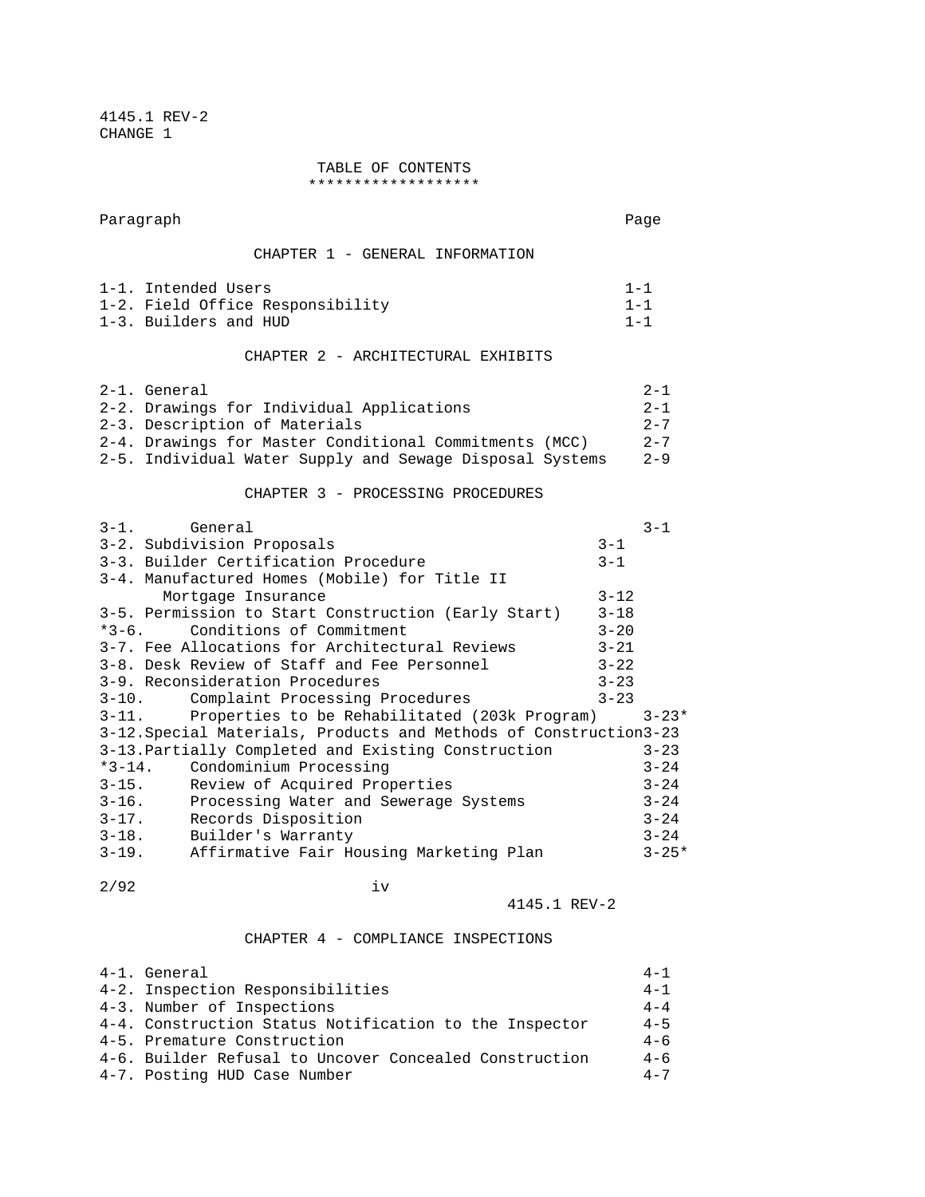4145.1 REV-2
CHANGE 1

# TABLE OF CONTENTS

| Paragraph | Page |
|---|---|
| **CHAPTER 1 - GENERAL INFORMATION** | |
| 1-1. Intended Users | 1-1 |
| 1-2. Field Office Responsibility | 1-1 |
| 1-3. Builders and HUD | 1-1 |
| **CHAPTER 2 - ARCHITECTURAL EXHIBITS** | |
| 2-1. General | 2-1 |
| 2-2. Drawings for Individual Applications | 2-1 |
| 2-3. Description of Materials | 2-7 |
| 2-4. Drawings for Master Conditional Commitments (MCC) | 2-7 |
| 2-5. Individual Water Supply and Sewage Disposal Systems | 2-9 |
| **CHAPTER 3 - PROCESSING PROCEDURES** | |
| 3-1. General | 3-1 |
| 3-2. Subdivision Proposals | 3-1 |
| 3-3. Builder Certification Procedure | 3-1 |
| 3-4. Manufactured Homes (Mobile) for Title II Mortgage Insurance | 3-12 |
| 3-5. Permission to Start Construction (Early Start) | 3-18 |
| *3-6. Conditions of Commitment | 3-20 |
| 3-7. Fee Allocations for Architectural Reviews | 3-21 |
| 3-8. Desk Review of Staff and Fee Personnel | 3-22 |
| 3-9. Reconsideration Procedures | 3-23 |
| 3-10. Complaint Processing Procedures | 3-23 |
| 3-11. Properties to be Rehabilitated (203k Program) | 3-23* |
| 3-12. Special Materials, Products and Methods of Construction | 3-23 |
| 3-13. Partially Completed and Existing Construction | 3-23 |
| *3-14. Condominium Processing | 3-24 |
| 3-15. Review of Acquired Properties | 3-24 |
| 3-16. Processing Water and Sewerage Systems | 3-24 |
| 3-17. Records Disposition | 3-24 |
| 3-18. Builder's Warranty | 3-24 |
| 3-19. Affirmative Fair Housing Marketing Plan | 3-25* |

2/92

4145.1 REV-2

| Paragraph | Page |
|---|---|
| **CHAPTER 4 - COMPLIANCE INSPECTIONS** | |
| 4-1. General | 4-1 |
| 4-2. Inspection Responsibilities | 4-1 |
| 4-3. Number of Inspections | 4-4 |
| 4-4. Construction Status Notification to the Inspector | 4-5 |
| 4-5. Premature Construction | 4-6 |
| 4-6. Builder Refusal to Uncover Concealed Construction | 4-6 |
| 4-7. Posting HUD Case Number | 4-7 |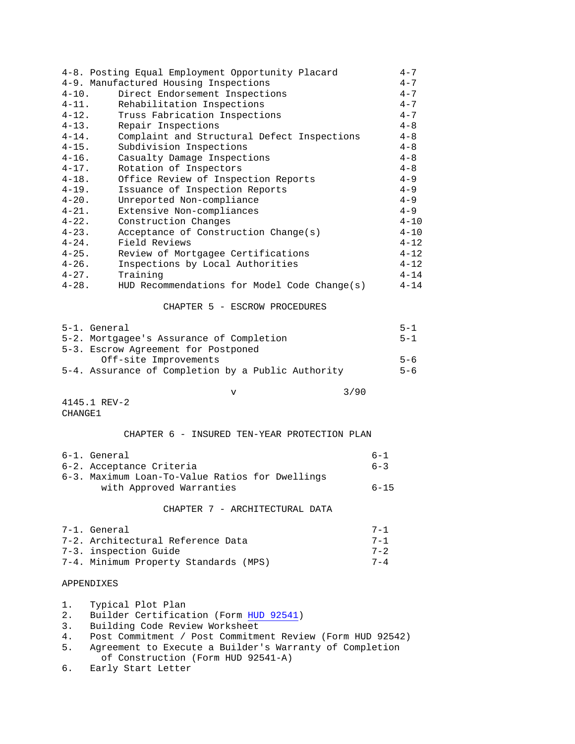| | |
|---|---|
| 4-8. Posting Equal Employment Opportunity Placard | 4-7 |
| 4-9. Manufactured Housing Inspections | 4-7 |
| 4-10. Direct Endorsement Inspections | 4-7 |
| 4-11. Rehabilitation Inspections | 4-7 |
| 4-12. Truss Fabrication Inspections | 4-7 |
| 4-13. Repair Inspections | 4-8 |
| 4-14. Complaint and Structural Defect Inspections | 4-8 |
| 4-15. Subdivision Inspections | 4-8 |
| 4-16. Casualty Damage Inspections | 4-8 |
| 4-17. Rotation of Inspectors | 4-8 |
| 4-18. Office Review of Inspection Reports | 4-9 |
| 4-19. Issuance of Inspection Reports | 4-9 |
| 4-20. Unreported Non-compliance | 4-9 |
| 4-21. Extensive Non-compliances | 4-9 |
| 4-22. Construction Changes | 4-10 |
| 4-23. Acceptance of Construction Change(s) | 4-10 |
| 4-24. Field Reviews | 4-12 |
| 4-25. Review of Mortgagee Certifications | 4-12 |
| 4-26. Inspections by Local Authorities | 4-12 |
| 4-27. Training | 4-14 |
| 4-28. HUD Recommendations for Model Code Change(s) | 4-14 |

## CHAPTER 5 - ESCROW PROCEDURES

| | |
|---|---|
| 5-1. General | 5-1 |
| 5-2. Mortgagee's Assurance of Completion | 5-1 |
| 5-3. Escrow Agreement for Postponed Off-site Improvements | 5-6 |
| 5-4. Assurance of Completion by a Public Authority | 5-6 |

4145.1 REV-2
CHANGE1

## CHAPTER 6 - INSURED TEN-YEAR PROTECTION PLAN

| | |
|---|---|
| 6-1. General | 6-1 |
| 6-2. Acceptance Criteria | 6-3 |
| 6-3. Maximum Loan-To-Value Ratios for Dwellings with Approved Warranties | 6-15 |

## CHAPTER 7 - ARCHITECTURAL DATA

| | |
|---|---|
| 7-1. General | 7-1 |
| 7-2. Architectural Reference Data | 7-1 |
| 7-3. inspection Guide | 7-2 |
| 7-4. Minimum Property Standards (MPS) | 7-4 |

APPENDIXES

1. Typical Plot Plan
2. Builder Certification (Form HUD 92541)
3. Building Code Review Worksheet
4. Post Commitment / Post Commitment Review (Form HUD 92542)
5. Agreement to Execute a Builder's Warranty of Completion of Construction (Form HUD 92541-A)
6. Early Start Letter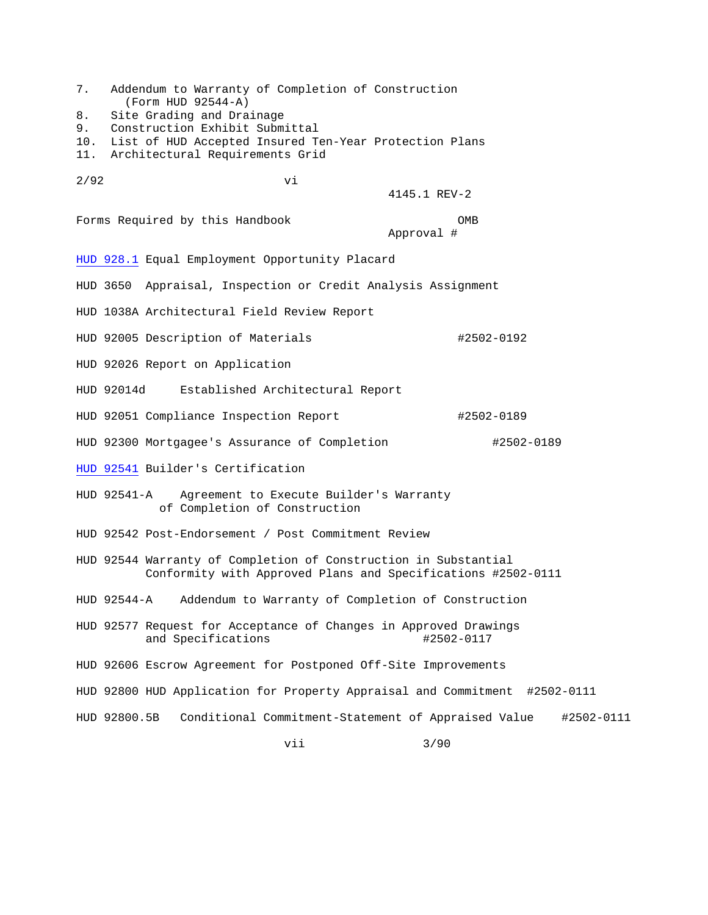7. Addendum to Warranty of Completion of Construction (Form HUD 92544-A)
8. Site Grading and Drainage
9. Construction Exhibit Submittal
10. List of HUD Accepted Insured Ten-Year Protection Plans
11. Architectural Requirements Grid

## Forms Required by this Handbook

| Form | Title | OMB Approval # |
|---|---|---|
| HUD 928.1 | Equal Employment Opportunity Placard | |
| HUD 3650 | Appraisal, Inspection or Credit Analysis Assignment | |
| HUD 1038A | Architectural Field Review Report | |
| HUD 92005 | Description of Materials | #2502-0192 |
| HUD 92026 | Report on Application | |
| HUD 92014d | Established Architectural Report | |
| HUD 92051 | Compliance Inspection Report | #2502-0189 |
| HUD 92300 | Mortgagee's Assurance of Completion | #2502-0189 |
| HUD 92541 | Builder's Certification | |
| HUD 92541-A | Agreement to Execute Builder's Warranty of Completion of Construction | |
| HUD 92542 | Post-Endorsement / Post Commitment Review | |
| HUD 92544 | Warranty of Completion of Construction in Substantial Conformity with Approved Plans and Specifications | #2502-0111 |
| HUD 92544-A | Addendum to Warranty of Completion of Construction | |
| HUD 92577 | Request for Acceptance of Changes in Approved Drawings and Specifications | #2502-0117 |
| HUD 92606 | Escrow Agreement for Postponed Off-Site Improvements | |
| HUD 92800 | HUD Application for Property Appraisal and Commitment | #2502-0111 |
| HUD 92800.5B | Conditional Commitment-Statement of Appraised Value | #2502-0111 |